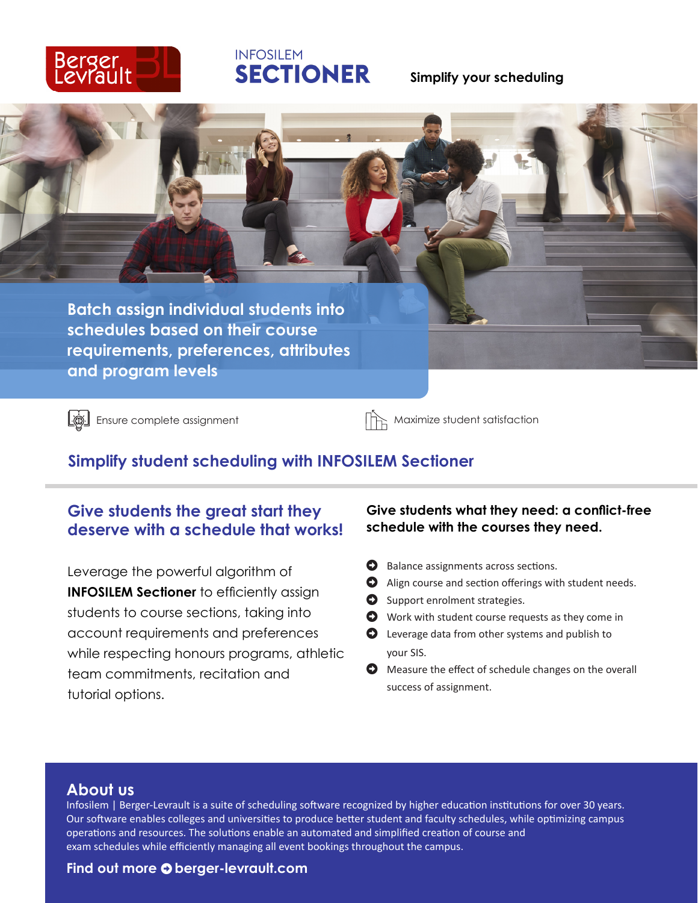Berger Levrault

# INFOSILEM SECTIONER

**Simplify your scheduling**

**Batch assign individual students into schedules based on their course requirements, preferences, attributes and program levels**

Ensure complete assignment

Maximize student satisfaction

## Simplify student scheduling with INFOSILEM Sectioner

### Give students the great start they deserve with a schedule that works!

Leverage the powerful algorithm of **INFOSILEM Sectioner** to efficiently assign students to course sections, taking into account requirements and preferences while respecting honours programs, athletic team commitments, recitation and tutorial options.

### Give students what they need: a conflict-free schedule with the courses they need.

- Balance assignments across sections.
- Align course and section offerings with student needs.
- Support enrolment strategies.
- Work with student course requests as they come in
- Leverage data from other systems and publish to your SIS.
- Measure the effect of schedule changes on the overall success of assignment.

## About us

Infosilem | Berger-Levrault is a suite of scheduling software recognized by higher education institutions for over 30 years. Our software enables colleges and universities to produce better student and faculty schedules, while optimizing campus operations and resources. The solutions enable an automated and simplified creation of course and exam schedules while efficiently managing all event bookings throughout the campus.

**Find out more berger-levrault.com**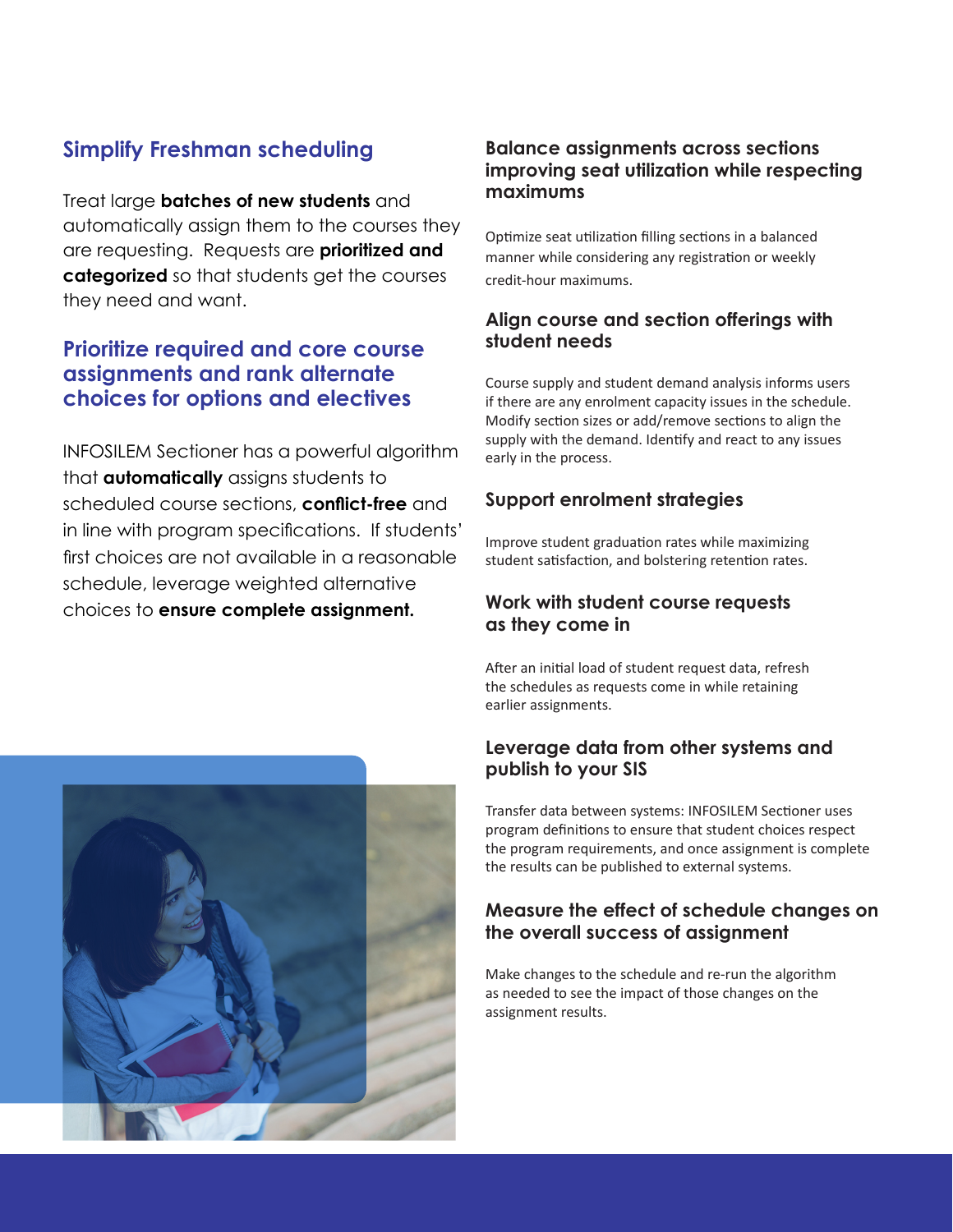## Simplify Freshman scheduling

Treat large **batches of new students** and automatically assign them to the courses they are requesting. Requests are **prioritized and categorized** so that students get the courses they need and want.

## Prioritize required and core course assignments and rank alternate choices for options and electives

INFOSILEM Sectioner has a powerful algorithm that **automatically** assigns students to scheduled course sections, **conflict-free** and in line with program specifications. If students' first choices are not available in a reasonable schedule, leverage weighted alternative choices to **ensure complete assignment.**

### Balance assignments across sections improving seat utilization while respecting maximums

Optimize seat utilization filling sections in a balanced manner while considering any registration or weekly credit-hour maximums.

### Align course and section offerings with student needs

Course supply and student demand analysis informs users if there are any enrolment capacity issues in the schedule. Modify section sizes or add/remove sections to align the supply with the demand. Identify and react to any issues early in the process.

### Support enrolment strategies

Improve student graduation rates while maximizing student satisfaction, and bolstering retention rates.

### Work with student course requests as they come in

After an initial load of student request data, refresh the schedules as requests come in while retaining earlier assignments.

### Leverage data from other systems and publish to your SIS

Transfer data between systems: INFOSILEM Sectioner uses program definitions to ensure that student choices respect the program requirements, and once assignment is complete the results can be published to external systems.

### Measure the effect of schedule changes on the overall success of assignment

Make changes to the schedule and re-run the algorithm as needed to see the impact of those changes on the assignment results.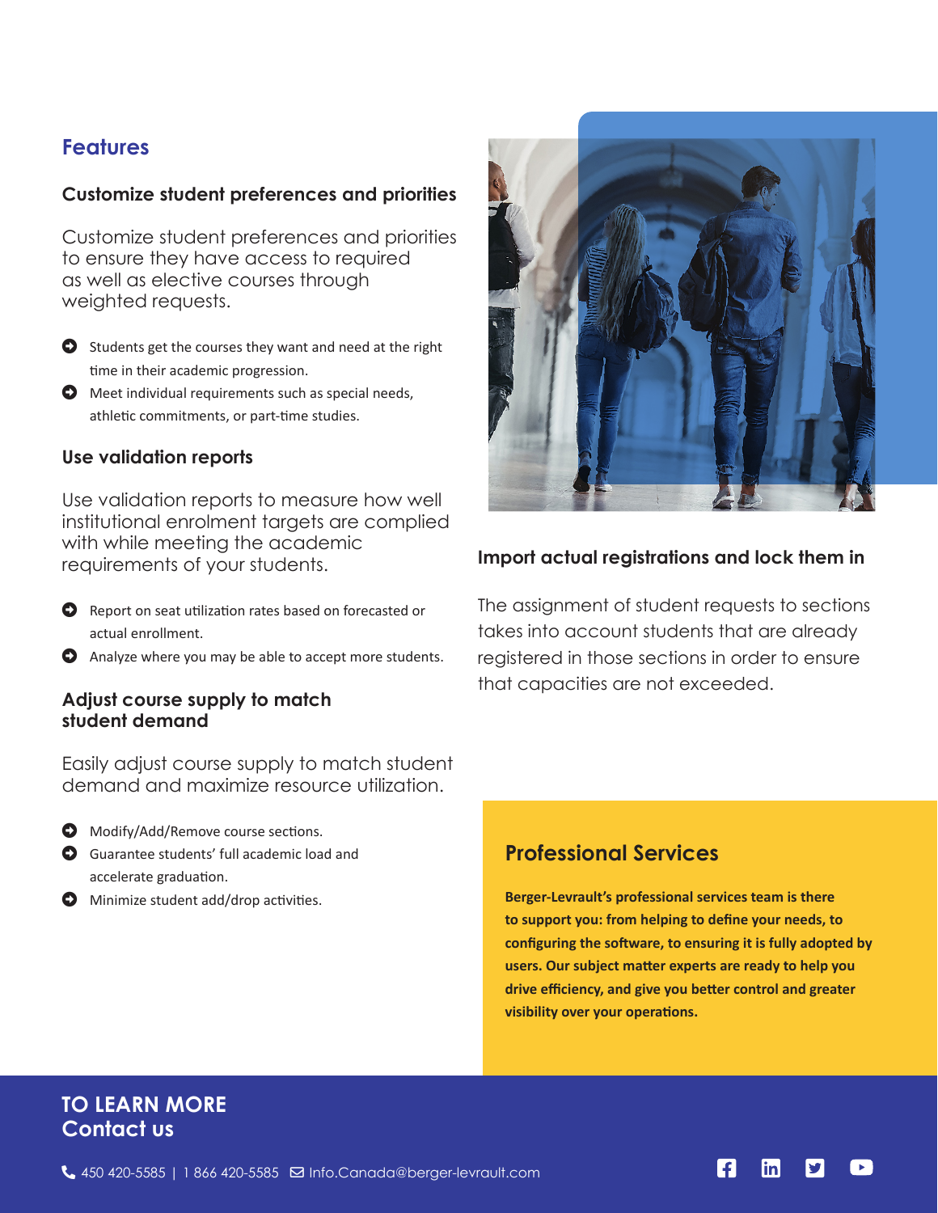## Features

### Customize student preferences and priorities

Customize student preferences and priorities to ensure they have access to required as well as elective courses through weighted requests.

- Students get the courses they want and need at the right time in their academic progression.
- Meet individual requirements such as special needs, athletic commitments, or part-time studies.

### Use validation reports

Use validation reports to measure how well institutional enrolment targets are complied with while meeting the academic requirements of your students.

- Report on seat utilization rates based on forecasted or actual enrollment.
- Analyze where you may be able to accept more students.

### Adjust course supply to match student demand

Easily adjust course supply to match student demand and maximize resource utilization.

- Modify/Add/Remove course sections.
- Guarantee students' full academic load and accelerate graduation.
- Minimize student add/drop activities.

### Import actual registrations and lock them in

The assignment of student requests to sections takes into account students that are already registered in those sections in order to ensure that capacities are not exceeded.

## Professional Services

**Berger-Levrault's professional services team is there to support you: from helping to define your needs, to configuring the software, to ensuring it is fully adopted by users. Our subject matter experts are ready to help you drive efficiency, and give you better control and greater visibility over your operations.**

## TO LEARN MORE
## Contact us

450 420-5585 | 1 866 420-5585 Info.Canada@berger-levrault.com